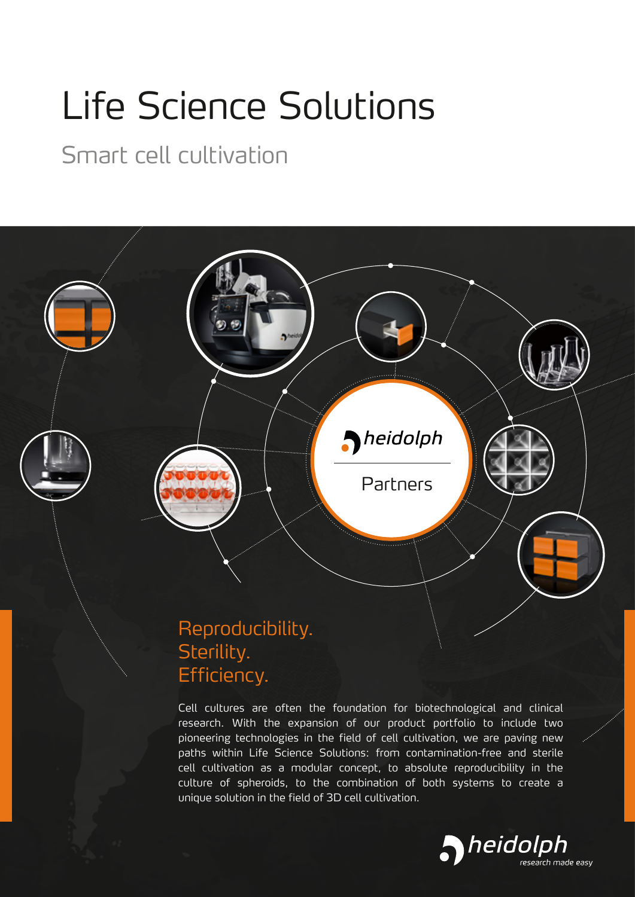# Life Science Solutions

## Smart cell cultivation

heidolph

Partners

### Reproducibility.
### Sterility.
### Efficiency.

Cell cultures are often the foundation for biotechnological and clinical research. With the expansion of our product portfolio to include two pioneering technologies in the field of cell cultivation, we are paving new paths within Life Science Solutions: from contamination-free and sterile cell cultivation as a modular concept, to absolute reproducibility in the culture of spheroids, to the combination of both systems to create a unique solution in the field of 3D cell cultivation.

heidolph
*research made easy*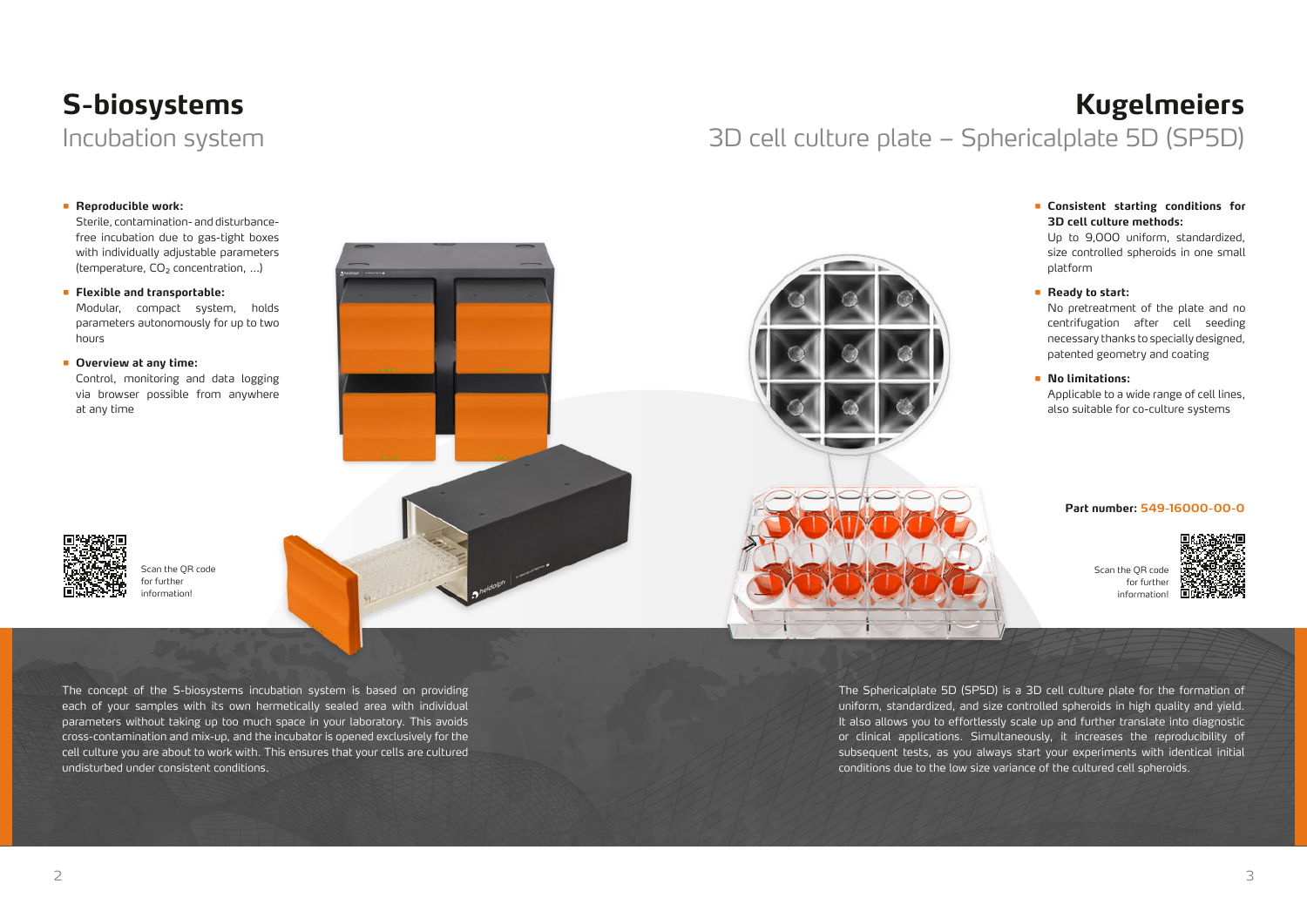# S-biosystems

## Incubation system

- **Reproducible work:**
  Sterile, contamination- and disturbance-free incubation due to gas-tight boxes with individually adjustable parameters (temperature, $CO_2$ concentration, ...)
- **Flexible and transportable:**
  Modular, compact system, holds parameters autonomously for up to two hours
- **Overview at any time:**
  Control, monitoring and data logging via browser possible from anywhere at any time

Scan the QR code for further information!

The concept of the S-biosystems incubation system is based on providing each of your samples with its own hermetically sealed area with individual parameters without taking up too much space in your laboratory. This avoids cross-contamination and mix-up, and the incubator is opened exclusively for the cell culture you are about to work with. This ensures that your cells are cultured undisturbed under consistent conditions.

# Kugelmeiers

## 3D cell culture plate – Sphericalplate 5D (SP5D)

- **Consistent starting conditions for 3D cell culture methods:**
  Up to 9,000 uniform, standardized, size controlled spheroids in one small platform
- **Ready to start:**
  No pretreatment of the plate and no centrifugation after cell seeding necessary thanks to specially designed, patented geometry and coating
- **No limitations:**
  Applicable to a wide range of cell lines, also suitable for co-culture systems

**Part number: 549-16000-00-0**

Scan the QR code for further information!

The Sphericalplate 5D (SP5D) is a 3D cell culture plate for the formation of uniform, standardized, and size controlled spheroids in high quality and yield. It also allows you to effortlessly scale up and further translate into diagnostic or clinical applications. Simultaneously, it increases the reproducibility of subsequent tests, as you always start your experiments with identical initial conditions due to the low size variance of the cultured cell spheroids.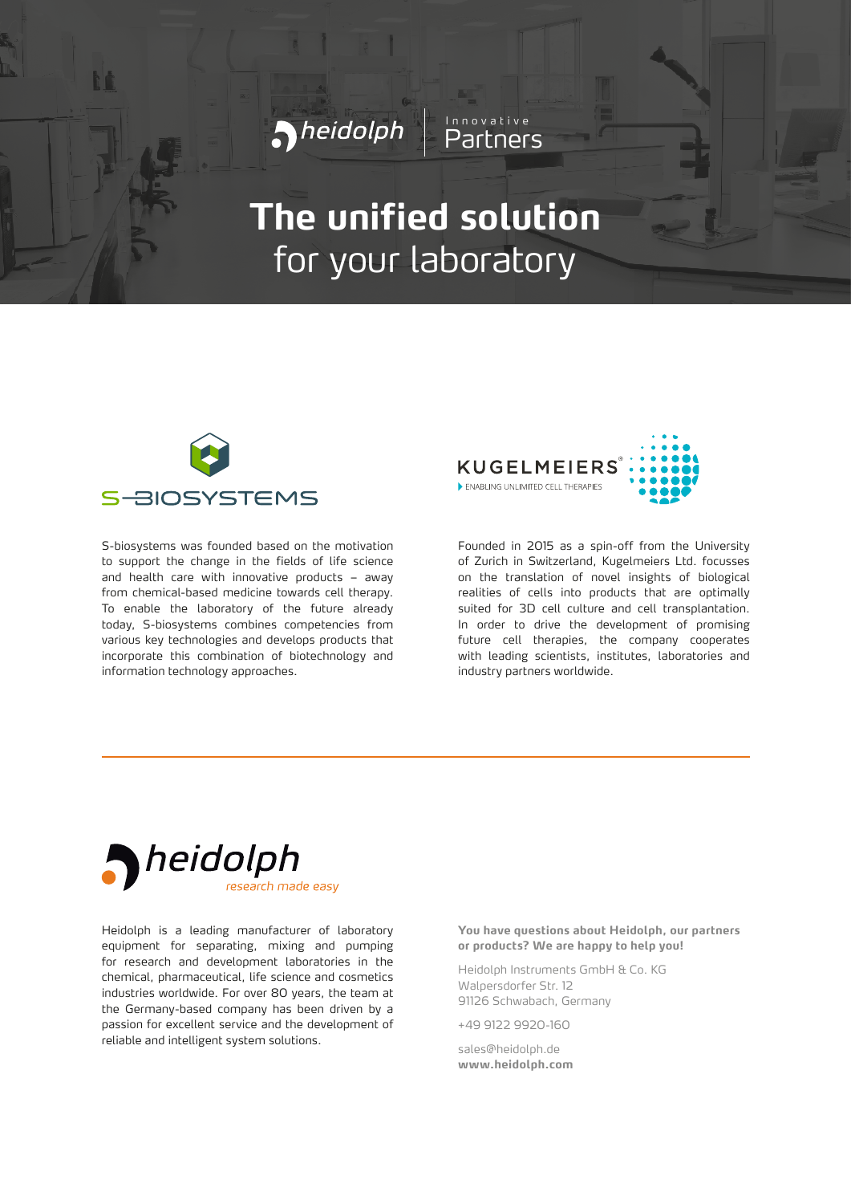heidolph | Innovative Partners

# **The unified solution** for your laboratory

S-BIOSYSTEMS

S-biosystems was founded based on the motivation to support the change in the fields of life science and health care with innovative products – away from chemical-based medicine towards cell therapy. To enable the laboratory of the future already today, S-biosystems combines competencies from various key technologies and develops products that incorporate this combination of biotechnology and information technology approaches.

KUGELMEIERS®
ENABLING UNLIMITED CELL THERAPIES

Founded in 2015 as a spin-off from the University of Zurich in Switzerland, Kugelmeiers Ltd. focusses on the translation of novel insights of biological realities of cells into products that are optimally suited for 3D cell culture and cell transplantation. In order to drive the development of promising future cell therapies, the company cooperates with leading scientists, institutes, laboratories and industry partners worldwide.

---

heidolph
*research made easy*

Heidolph is a leading manufacturer of laboratory equipment for separating, mixing and pumping for research and development laboratories in the chemical, pharmaceutical, life science and cosmetics industries worldwide. For over 80 years, the team at the Germany-based company has been driven by a passion for excellent service and the development of reliable and intelligent system solutions.

**You have questions about Heidolph, our partners or products? We are happy to help you!**

Heidolph Instruments GmbH & Co. KG
Walpersdorfer Str. 12
91126 Schwabach, Germany

+49 9122 9920-160

sales@heidolph.de
**www.heidolph.com**